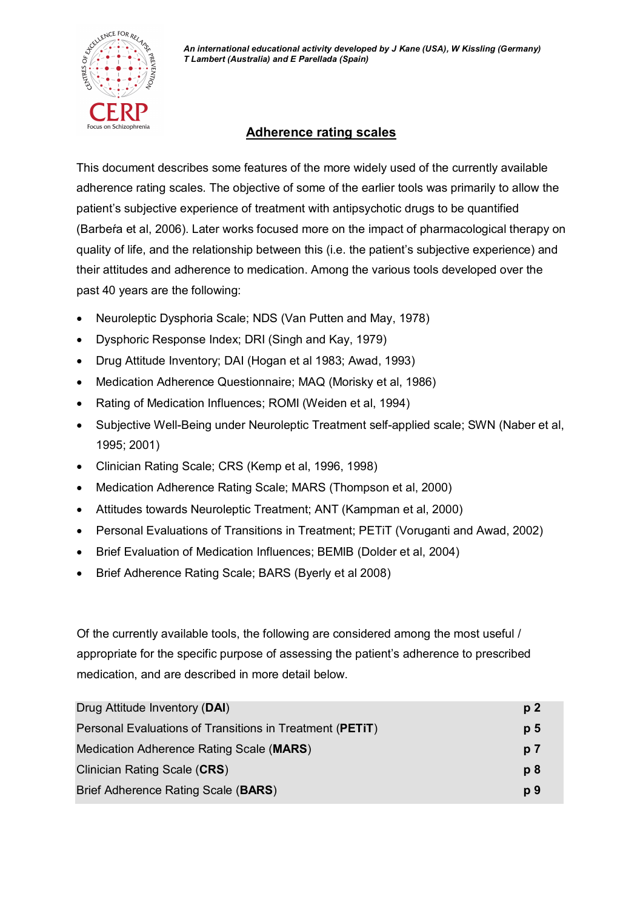*An international educational activity developed by J Kane (USA), W Kissling (Germany) T Lambert (Australia) and E Parellada (Spain)*

## Adherence rating scales

This document describes some features of the more widely used of the currently available adherence rating scales. The objective of some of the earlier tools was primarily to allow the patient's subjective experience of treatment with antipsychotic drugs to be quantified (Barbeŕa et al, 2006). Later works focused more on the impact of pharmacological therapy on quality of life, and the relationship between this (i.e. the patient's subjective experience) and their attitudes and adherence to medication. Among the various tools developed over the past 40 years are the following:

- Neuroleptic Dysphoria Scale; NDS (Van Putten and May, 1978)
- Dysphoric Response Index; DRI (Singh and Kay, 1979)
- Drug Attitude Inventory; DAI (Hogan et al 1983; Awad, 1993)
- Medication Adherence Questionnaire; MAQ (Morisky et al, 1986)
- Rating of Medication Influences; ROMI (Weiden et al, 1994)
- Subjective Well-Being under Neuroleptic Treatment self-applied scale; SWN (Naber et al, 1995; 2001)
- Clinician Rating Scale; CRS (Kemp et al, 1996, 1998)
- Medication Adherence Rating Scale; MARS (Thompson et al, 2000)
- Attitudes towards Neuroleptic Treatment; ANT (Kampman et al, 2000)
- Personal Evaluations of Transitions in Treatment; PETiT (Voruganti and Awad, 2002)
- Brief Evaluation of Medication Influences; BEMIB (Dolder et al, 2004)
- Brief Adherence Rating Scale; BARS (Byerly et al 2008)

Of the currently available tools, the following are considered among the most useful / appropriate for the specific purpose of assessing the patient's adherence to prescribed medication, and are described in more detail below.

| | |
|---|---|
| Drug Attitude Inventory (**DAI**) | **p 2** |
| Personal Evaluations of Transitions in Treatment (**PETiT**) | **p 5** |
| Medication Adherence Rating Scale (**MARS**) | **p 7** |
| Clinician Rating Scale (**CRS**) | **p 8** |
| Brief Adherence Rating Scale (**BARS**) | **p 9** |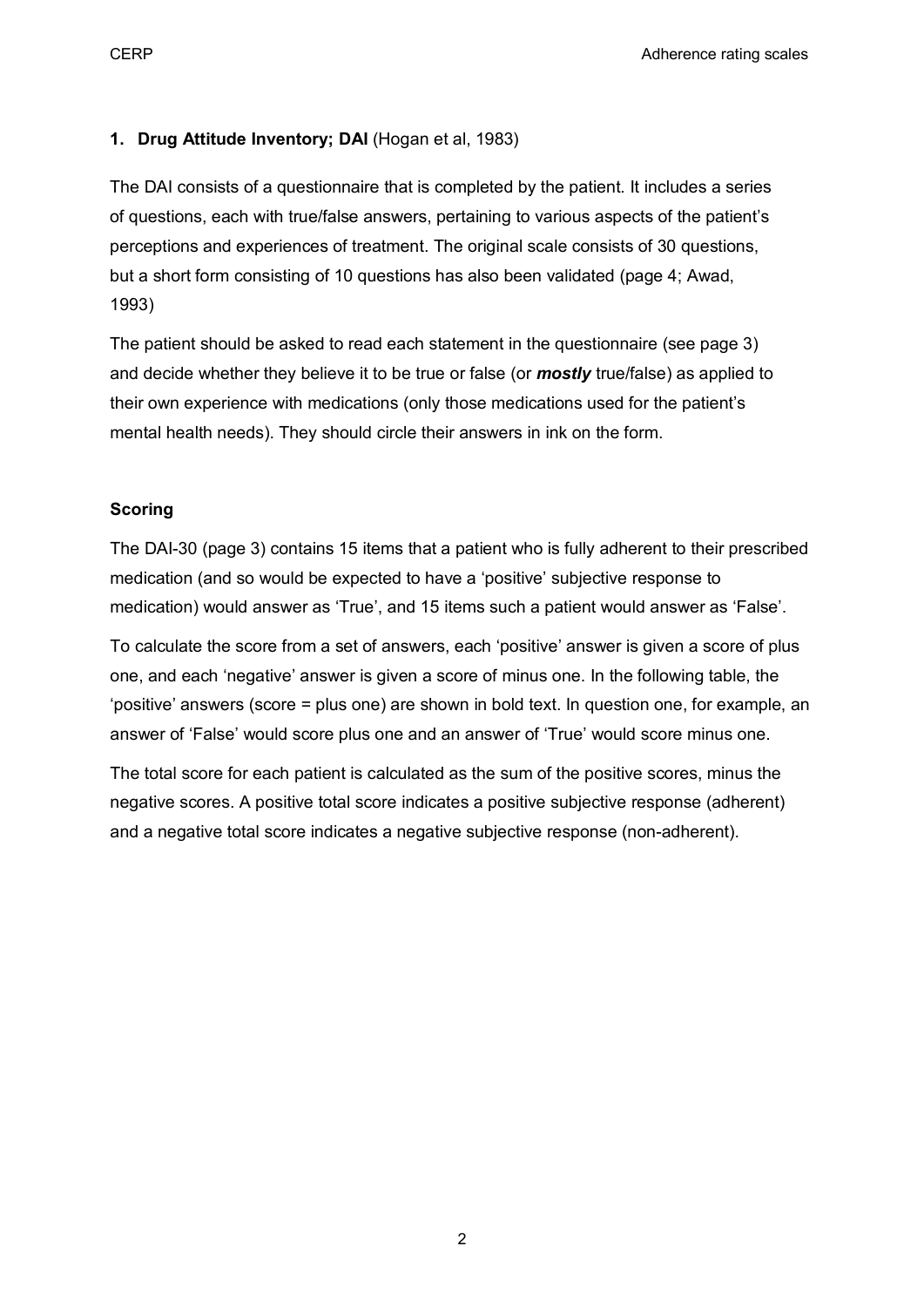## 1. Drug Attitude Inventory; DAI (Hogan et al, 1983)

The DAI consists of a questionnaire that is completed by the patient. It includes a series of questions, each with true/false answers, pertaining to various aspects of the patient's perceptions and experiences of treatment. The original scale consists of 30 questions, but a short form consisting of 10 questions has also been validated (page 4; Awad, 1993)

The patient should be asked to read each statement in the questionnaire (see page 3) and decide whether they believe it to be true or false (or ***mostly*** true/false) as applied to their own experience with medications (only those medications used for the patient's mental health needs). They should circle their answers in ink on the form.

### Scoring

The DAI-30 (page 3) contains 15 items that a patient who is fully adherent to their prescribed medication (and so would be expected to have a 'positive' subjective response to medication) would answer as 'True', and 15 items such a patient would answer as 'False'.

To calculate the score from a set of answers, each 'positive' answer is given a score of plus one, and each 'negative' answer is given a score of minus one. In the following table, the 'positive' answers (score = plus one) are shown in bold text. In question one, for example, an answer of 'False' would score plus one and an answer of 'True' would score minus one.

The total score for each patient is calculated as the sum of the positive scores, minus the negative scores. A positive total score indicates a positive subjective response (adherent) and a negative total score indicates a negative subjective response (non-adherent).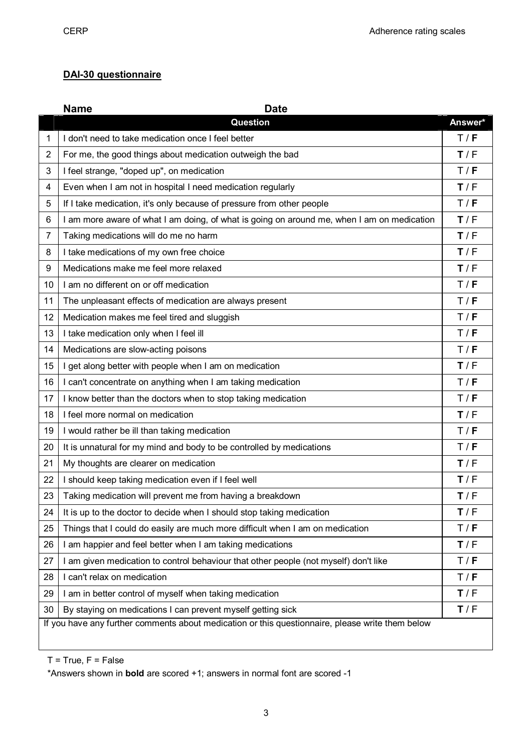## DAI-30 questionnaire

**Name** **Date**

|  | Question | Answer* |
|---|---|---|
| 1 | I don't need to take medication once I feel better | T / **F** |
| 2 | For me, the good things about medication outweigh the bad | **T** / F |
| 3 | I feel strange, "doped up", on medication | T / **F** |
| 4 | Even when I am not in hospital I need medication regularly | **T** / F |
| 5 | If I take medication, it's only because of pressure from other people | T / **F** |
| 6 | I am more aware of what I am doing, of what is going on around me, when I am on medication | **T** / F |
| 7 | Taking medications will do me no harm | **T** / F |
| 8 | I take medications of my own free choice | **T** / F |
| 9 | Medications make me feel more relaxed | **T** / F |
| 10 | I am no different on or off medication | T / **F** |
| 11 | The unpleasant effects of medication are always present | T / **F** |
| 12 | Medication makes me feel tired and sluggish | T / **F** |
| 13 | I take medication only when I feel ill | T / **F** |
| 14 | Medications are slow-acting poisons | T / **F** |
| 15 | I get along better with people when I am on medication | **T** / F |
| 16 | I can't concentrate on anything when I am taking medication | T / **F** |
| 17 | I know better than the doctors when to stop taking medication | T / **F** |
| 18 | I feel more normal on medication | **T** / F |
| 19 | I would rather be ill than taking medication | T / **F** |
| 20 | It is unnatural for my mind and body to be controlled by medications | T / **F** |
| 21 | My thoughts are clearer on medication | **T** / F |
| 22 | I should keep taking medication even if I feel well | **T** / F |
| 23 | Taking medication will prevent me from having a breakdown | **T** / F |
| 24 | It is up to the doctor to decide when I should stop taking medication | **T** / F |
| 25 | Things that I could do easily are much more difficult when I am on medication | T / **F** |
| 26 | I am happier and feel better when I am taking medications | **T** / F |
| 27 | I am given medication to control behaviour that other people (not myself) don't like | T / **F** |
| 28 | I can't relax on medication | T / **F** |
| 29 | I am in better control of myself when taking medication | **T** / F |
| 30 | By staying on medications I can prevent myself getting sick | **T** / F |

If you have any further comments about medication or this questionnaire, please write them below

T = True, F = False

*Answers shown in **bold** are scored +1; answers in normal font are scored -1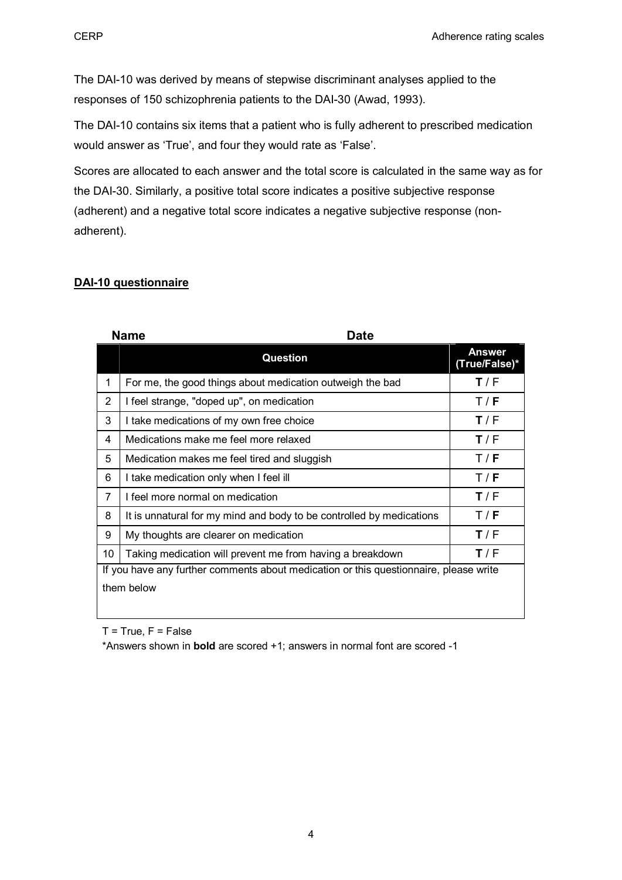The DAI-10 was derived by means of stepwise discriminant analyses applied to the responses of 150 schizophrenia patients to the DAI-30 (Awad, 1993).

The DAI-10 contains six items that a patient who is fully adherent to prescribed medication would answer as 'True', and four they would rate as 'False'.

Scores are allocated to each answer and the total score is calculated in the same way as for the DAI-30. Similarly, a positive total score indicates a positive subjective response (adherent) and a negative total score indicates a negative subjective response (non-adherent).

## DAI-10 questionnaire

**Name** **Date**

| | Question | Answer (True/False)* |
|---|---|---|
| 1 | For me, the good things about medication outweigh the bad | **T** / F |
| 2 | I feel strange, "doped up", on medication | T / **F** |
| 3 | I take medications of my own free choice | **T** / F |
| 4 | Medications make me feel more relaxed | **T** / F |
| 5 | Medication makes me feel tired and sluggish | T / **F** |
| 6 | I take medication only when I feel ill | T / **F** |
| 7 | I feel more normal on medication | **T** / F |
| 8 | It is unnatural for my mind and body to be controlled by medications | T / **F** |
| 9 | My thoughts are clearer on medication | **T** / F |
| 10 | Taking medication will prevent me from having a breakdown | **T** / F |
| If you have any further comments about medication or this questionnaire, please write them below | | |

T = True, F = False

*Answers shown in **bold** are scored +1; answers in normal font are scored -1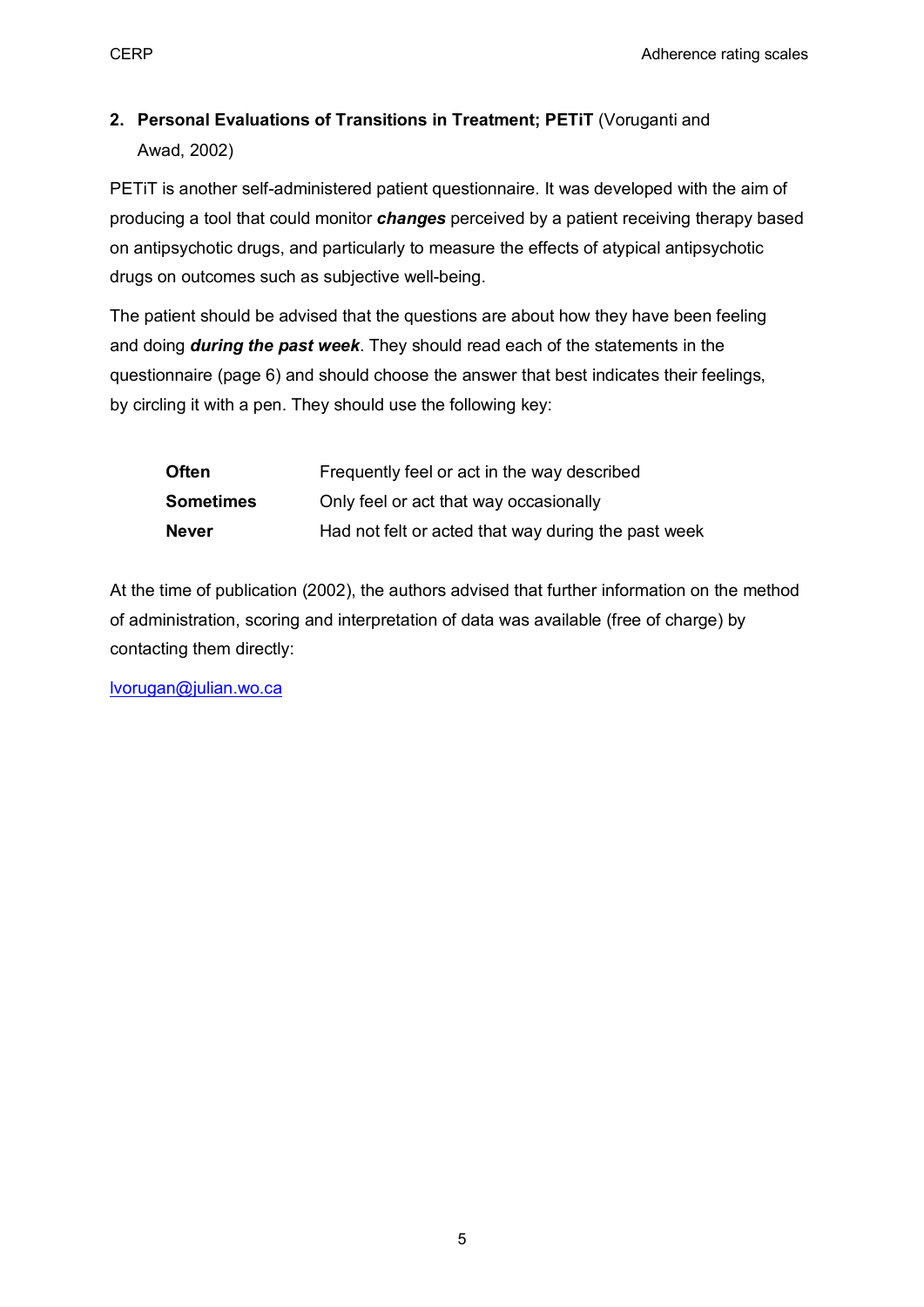## 2. Personal Evaluations of Transitions in Treatment; PETiT (Voruganti and Awad, 2002)

PETiT is another self-administered patient questionnaire. It was developed with the aim of producing a tool that could monitor ***changes*** perceived by a patient receiving therapy based on antipsychotic drugs, and particularly to measure the effects of atypical antipsychotic drugs on outcomes such as subjective well-being.

The patient should be advised that the questions are about how they have been feeling and doing ***during the past week***. They should read each of the statements in the questionnaire (page 6) and should choose the answer that best indicates their feelings, by circling it with a pen. They should use the following key:

| | |
|---|---|
| **Often** | Frequently feel or act in the way described |
| **Sometimes** | Only feel or act that way occasionally |
| **Never** | Had not felt or acted that way during the past week |

At the time of publication (2002), the authors advised that further information on the method of administration, scoring and interpretation of data was available (free of charge) by contacting them directly:

lvorugan@julian.wo.ca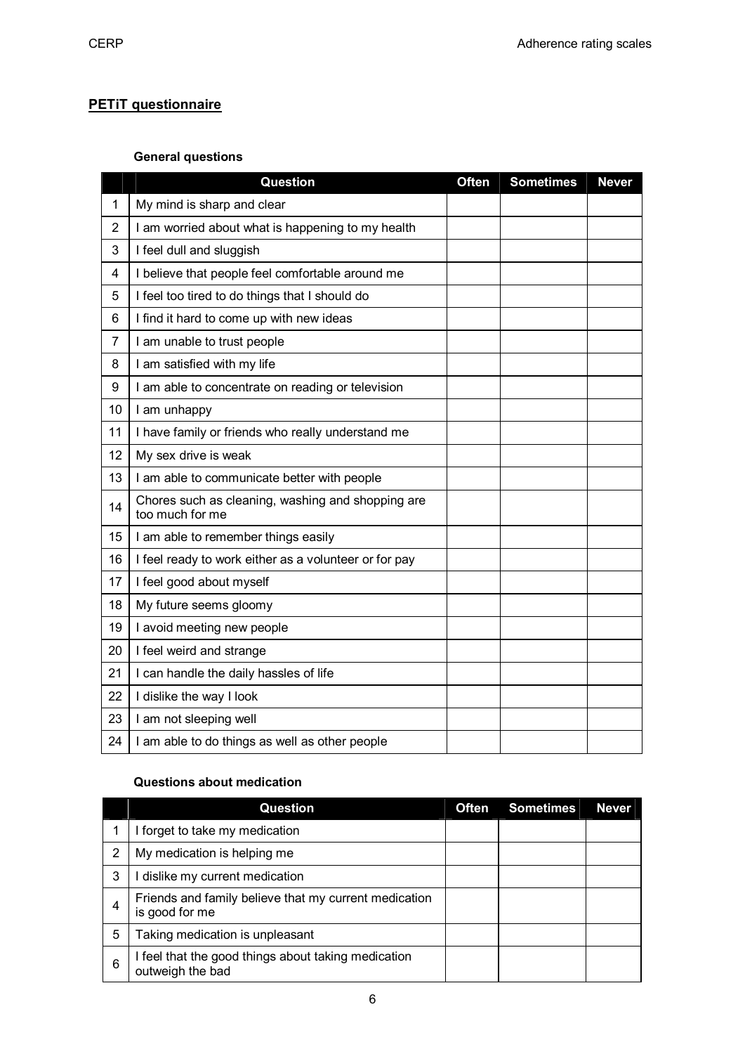## PETiT questionnaire

### General questions

| | Question | Often | Sometimes | Never |
|---|---|---|---|---|
| 1 | My mind is sharp and clear | | | |
| 2 | I am worried about what is happening to my health | | | |
| 3 | I feel dull and sluggish | | | |
| 4 | I believe that people feel comfortable around me | | | |
| 5 | I feel too tired to do things that I should do | | | |
| 6 | I find it hard to come up with new ideas | | | |
| 7 | I am unable to trust people | | | |
| 8 | I am satisfied with my life | | | |
| 9 | I am able to concentrate on reading or television | | | |
| 10 | I am unhappy | | | |
| 11 | I have family or friends who really understand me | | | |
| 12 | My sex drive is weak | | | |
| 13 | I am able to communicate better with people | | | |
| 14 | Chores such as cleaning, washing and shopping are too much for me | | | |
| 15 | I am able to remember things easily | | | |
| 16 | I feel ready to work either as a volunteer or for pay | | | |
| 17 | I feel good about myself | | | |
| 18 | My future seems gloomy | | | |
| 19 | I avoid meeting new people | | | |
| 20 | I feel weird and strange | | | |
| 21 | I can handle the daily hassles of life | | | |
| 22 | I dislike the way I look | | | |
| 23 | I am not sleeping well | | | |
| 24 | I am able to do things as well as other people | | | |

### Questions about medication

| | Question | Often | Sometimes | Never |
|---|---|---|---|---|
| 1 | I forget to take my medication | | | |
| 2 | My medication is helping me | | | |
| 3 | I dislike my current medication | | | |
| 4 | Friends and family believe that my current medication is good for me | | | |
| 5 | Taking medication is unpleasant | | | |
| 6 | I feel that the good things about taking medication outweigh the bad | | | |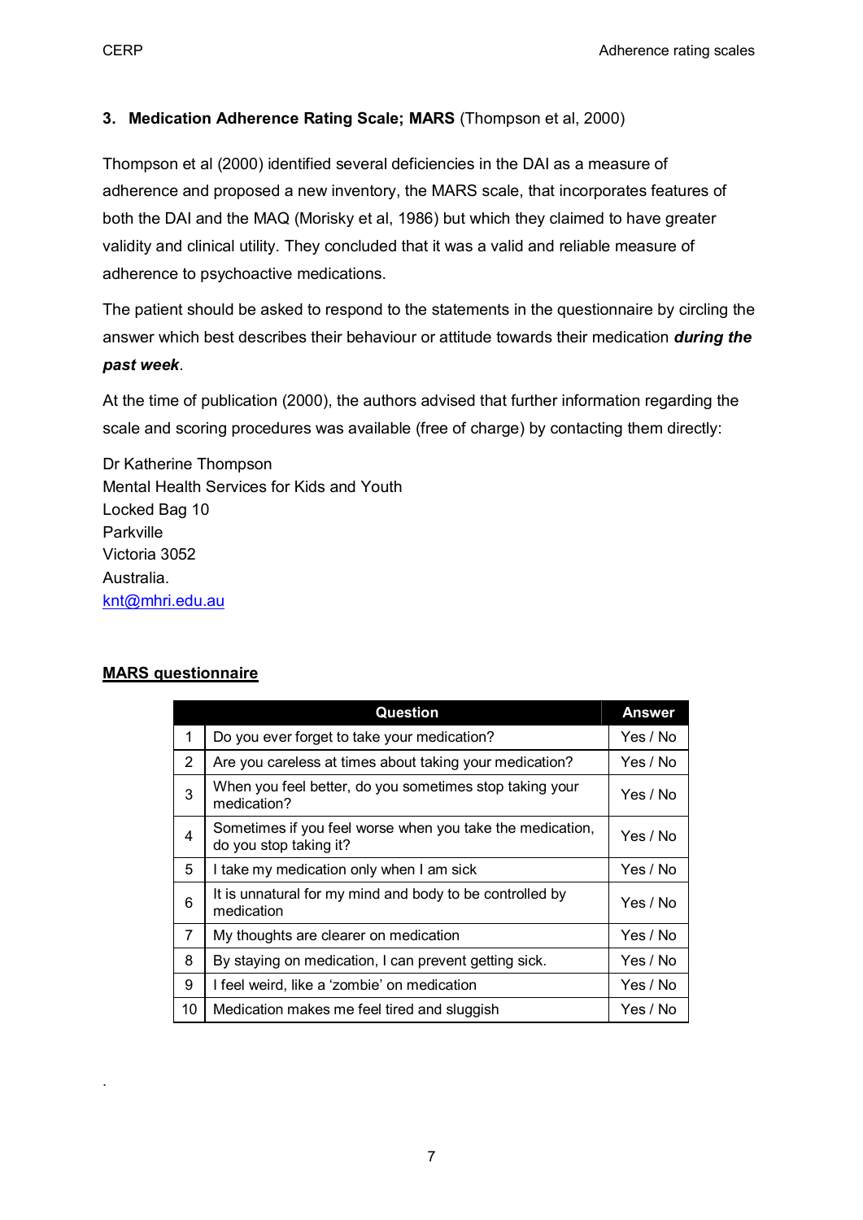### 3. **Medication Adherence Rating Scale; MARS** (Thompson et al, 2000)

Thompson et al (2000) identified several deficiencies in the DAI as a measure of adherence and proposed a new inventory, the MARS scale, that incorporates features of both the DAI and the MAQ (Morisky et al, 1986) but which they claimed to have greater validity and clinical utility. They concluded that it was a valid and reliable measure of adherence to psychoactive medications.

The patient should be asked to respond to the statements in the questionnaire by circling the answer which best describes their behaviour or attitude towards their medication ***during the past week***.

At the time of publication (2000), the authors advised that further information regarding the scale and scoring procedures was available (free of charge) by contacting them directly:

Dr Katherine Thompson
Mental Health Services for Kids and Youth
Locked Bag 10
Parkville
Victoria 3052
Australia.
knt@mhri.edu.au

**MARS questionnaire**

| | Question | Answer |
|---|---|---|
| 1 | Do you ever forget to take your medication? | Yes / No |
| 2 | Are you careless at times about taking your medication? | Yes / No |
| 3 | When you feel better, do you sometimes stop taking your medication? | Yes / No |
| 4 | Sometimes if you feel worse when you take the medication, do you stop taking it? | Yes / No |
| 5 | I take my medication only when I am sick | Yes / No |
| 6 | It is unnatural for my mind and body to be controlled by medication | Yes / No |
| 7 | My thoughts are clearer on medication | Yes / No |
| 8 | By staying on medication, I can prevent getting sick. | Yes / No |
| 9 | I feel weird, like a 'zombie' on medication | Yes / No |
| 10 | Medication makes me feel tired and sluggish | Yes / No |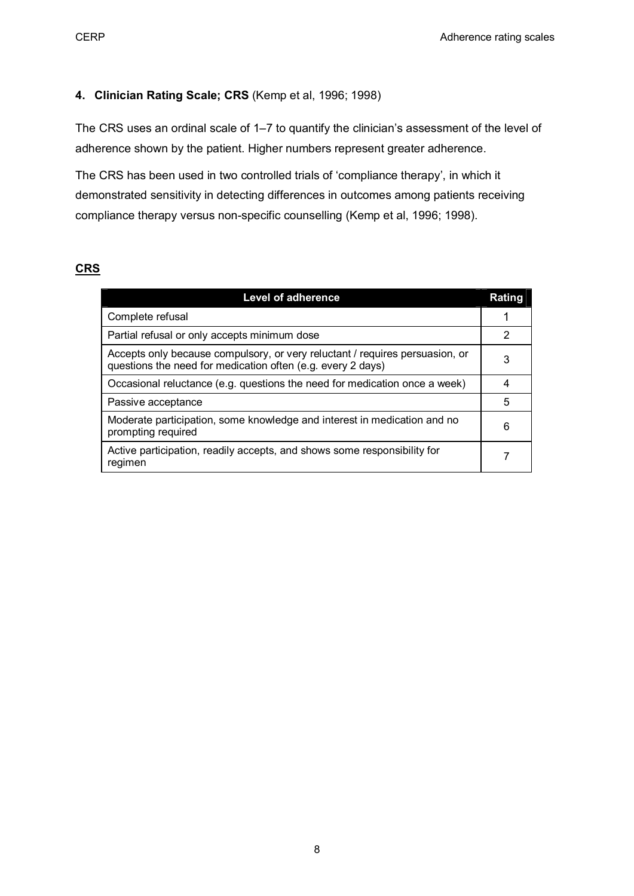### 4. **Clinician Rating Scale; CRS** (Kemp et al, 1996; 1998)

The CRS uses an ordinal scale of 1–7 to quantify the clinician's assessment of the level of adherence shown by the patient. Higher numbers represent greater adherence.

The CRS has been used in two controlled trials of 'compliance therapy', in which it demonstrated sensitivity in detecting differences in outcomes among patients receiving compliance therapy versus non-specific counselling (Kemp et al, 1996; 1998).

**CRS**

| Level of adherence | Rating |
|---|---|
| Complete refusal | 1 |
| Partial refusal or only accepts minimum dose | 2 |
| Accepts only because compulsory, or very reluctant / requires persuasion, or questions the need for medication often (e.g. every 2 days) | 3 |
| Occasional reluctance (e.g. questions the need for medication once a week) | 4 |
| Passive acceptance | 5 |
| Moderate participation, some knowledge and interest in medication and no prompting required | 6 |
| Active participation, readily accepts, and shows some responsibility for regimen | 7 |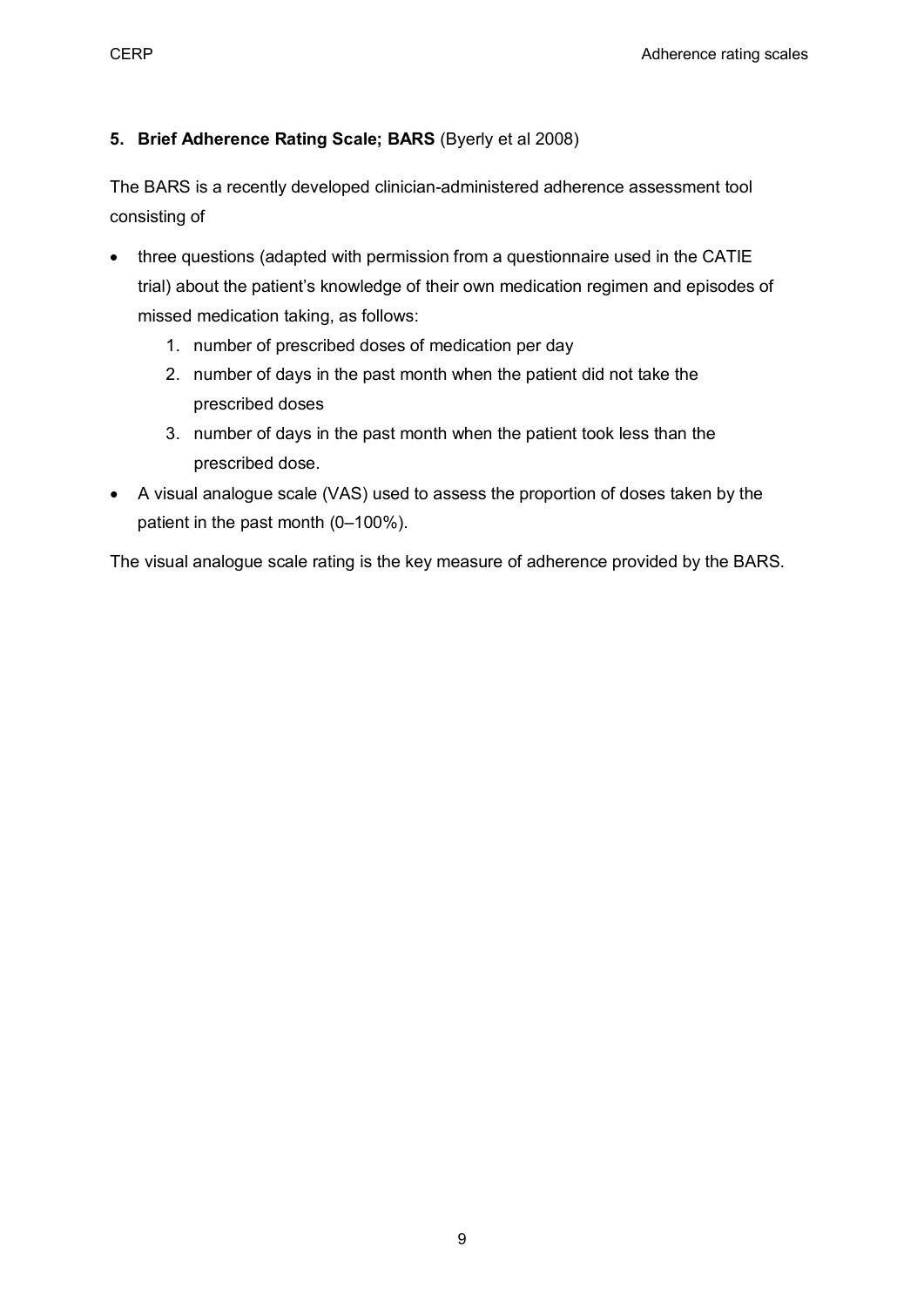## 5. Brief Adherence Rating Scale; BARS (Byerly et al 2008)

The BARS is a recently developed clinician-administered adherence assessment tool consisting of

- three questions (adapted with permission from a questionnaire used in the CATIE trial) about the patient's knowledge of their own medication regimen and episodes of missed medication taking, as follows:
    1. number of prescribed doses of medication per day
    2. number of days in the past month when the patient did not take the prescribed doses
    3. number of days in the past month when the patient took less than the prescribed dose.
- A visual analogue scale (VAS) used to assess the proportion of doses taken by the patient in the past month (0–100%).

The visual analogue scale rating is the key measure of adherence provided by the BARS.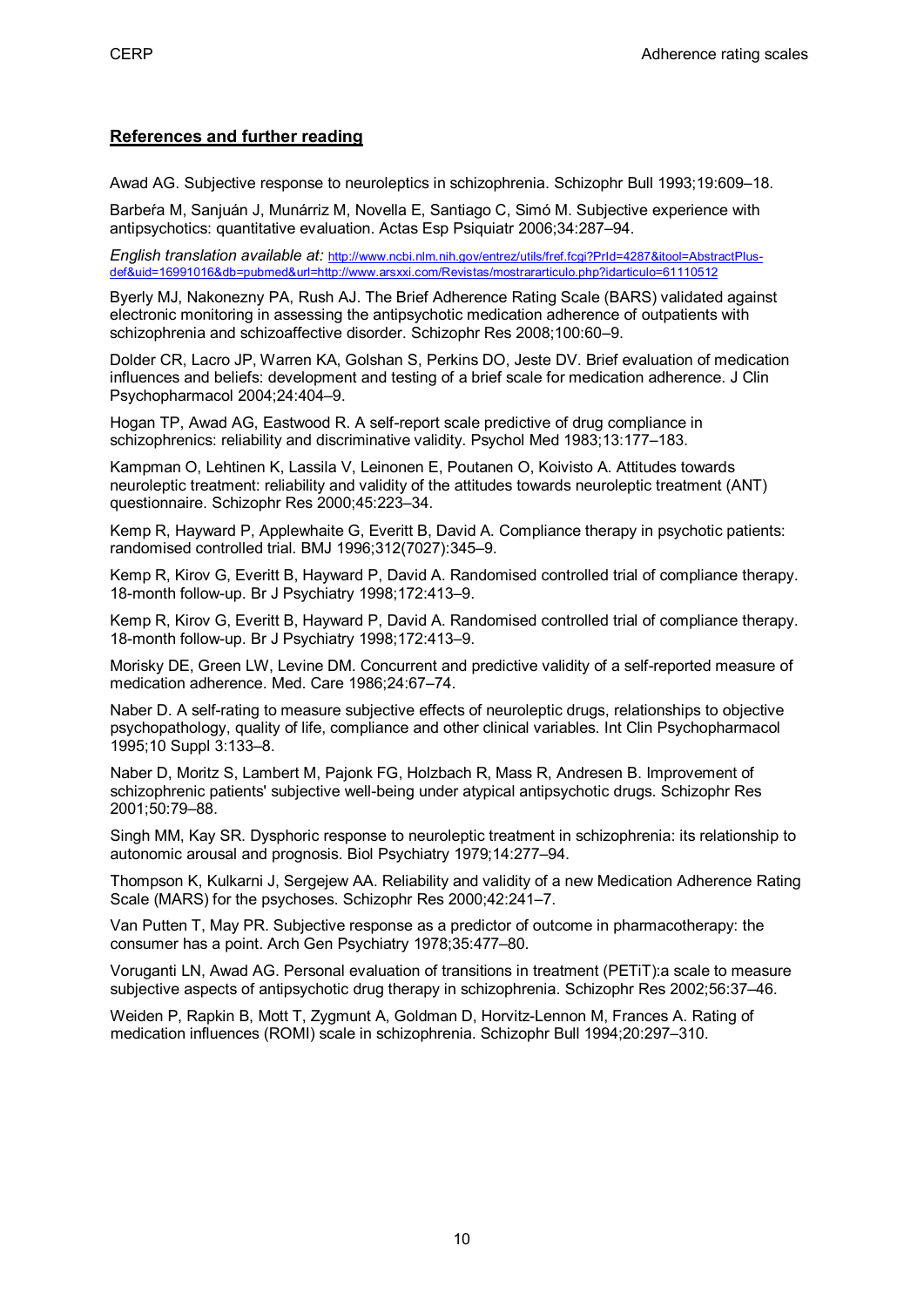## References and further reading

Awad AG. Subjective response to neuroleptics in schizophrenia. Schizophr Bull 1993;19:609–18.

Barbeřa M, Sanjuán J, Munárriz M, Novella E, Santiago C, Simó M. Subjective experience with antipsychotics: quantitative evaluation. Actas Esp Psiquiatr 2006;34:287–94.

*English translation available at:* http://www.ncbi.nlm.nih.gov/entrez/utils/fref.fcgi?PrId=4287&itool=AbstractPlus-def&uid=16991016&db=pubmed&url=http://www.arsxxi.com/Revistas/mostrararticulo.php?idarticulo=61110512

Byerly MJ, Nakonezny PA, Rush AJ. The Brief Adherence Rating Scale (BARS) validated against electronic monitoring in assessing the antipsychotic medication adherence of outpatients with schizophrenia and schizoaffective disorder. Schizophr Res 2008;100:60–9.

Dolder CR, Lacro JP, Warren KA, Golshan S, Perkins DO, Jeste DV. Brief evaluation of medication influences and beliefs: development and testing of a brief scale for medication adherence. J Clin Psychopharmacol 2004;24:404–9.

Hogan TP, Awad AG, Eastwood R. A self-report scale predictive of drug compliance in schizophrenics: reliability and discriminative validity. Psychol Med 1983;13:177–183.

Kampman O, Lehtinen K, Lassila V, Leinonen E, Poutanen O, Koivisto A. Attitudes towards neuroleptic treatment: reliability and validity of the attitudes towards neuroleptic treatment (ANT) questionnaire. Schizophr Res 2000;45:223–34.

Kemp R, Hayward P, Applewhaite G, Everitt B, David A. Compliance therapy in psychotic patients: randomised controlled trial. BMJ 1996;312(7027):345–9.

Kemp R, Kirov G, Everitt B, Hayward P, David A. Randomised controlled trial of compliance therapy. 18-month follow-up. Br J Psychiatry 1998;172:413–9.

Kemp R, Kirov G, Everitt B, Hayward P, David A. Randomised controlled trial of compliance therapy. 18-month follow-up. Br J Psychiatry 1998;172:413–9.

Morisky DE, Green LW, Levine DM. Concurrent and predictive validity of a self-reported measure of medication adherence. Med. Care 1986;24:67–74.

Naber D. A self-rating to measure subjective effects of neuroleptic drugs, relationships to objective psychopathology, quality of life, compliance and other clinical variables. Int Clin Psychopharmacol 1995;10 Suppl 3:133–8.

Naber D, Moritz S, Lambert M, Pajonk FG, Holzbach R, Mass R, Andresen B. Improvement of schizophrenic patients' subjective well-being under atypical antipsychotic drugs. Schizophr Res 2001;50:79–88.

Singh MM, Kay SR. Dysphoric response to neuroleptic treatment in schizophrenia: its relationship to autonomic arousal and prognosis. Biol Psychiatry 1979;14:277–94.

Thompson K, Kulkarni J, Sergejew AA. Reliability and validity of a new Medication Adherence Rating Scale (MARS) for the psychoses. Schizophr Res 2000;42:241–7.

Van Putten T, May PR. Subjective response as a predictor of outcome in pharmacotherapy: the consumer has a point. Arch Gen Psychiatry 1978;35:477–80.

Voruganti LN, Awad AG. Personal evaluation of transitions in treatment (PETiT):a scale to measure subjective aspects of antipsychotic drug therapy in schizophrenia. Schizophr Res 2002;56:37–46.

Weiden P, Rapkin B, Mott T, Zygmunt A, Goldman D, Horvitz-Lennon M, Frances A. Rating of medication influences (ROMI) scale in schizophrenia. Schizophr Bull 1994;20:297–310.